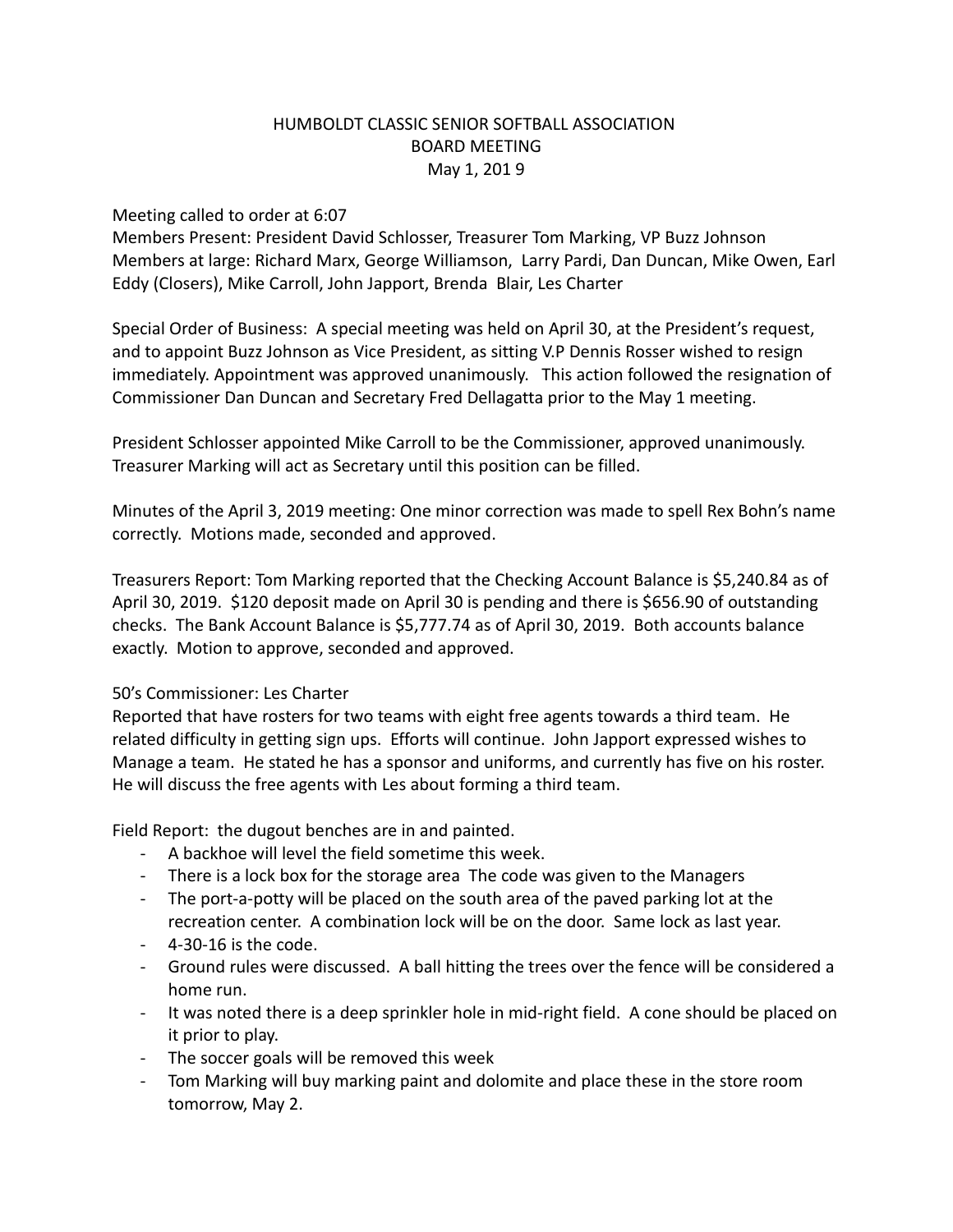HUMBOLDT CLASSIC SENIOR SOFTBALL ASSOCIATION
BOARD MEETING
May 1, 201 9

Meeting called to order at 6:07
Members Present: President David Schlosser, Treasurer Tom Marking, VP Buzz Johnson
Members at large: Richard Marx, George Williamson, Larry Pardi, Dan Duncan, Mike Owen, Earl Eddy (Closers), Mike Carroll, John Japport, Brenda Blair, Les Charter

Special Order of Business: A special meeting was held on April 30, at the President's request, and to appoint Buzz Johnson as Vice President, as sitting V.P Dennis Rosser wished to resign immediately. Appointment was approved unanimously. This action followed the resignation of Commissioner Dan Duncan and Secretary Fred Dellagatta prior to the May 1 meeting.

President Schlosser appointed Mike Carroll to be the Commissioner, approved unanimously. Treasurer Marking will act as Secretary until this position can be filled.

Minutes of the April 3, 2019 meeting: One minor correction was made to spell Rex Bohn's name correctly. Motions made, seconded and approved.

Treasurers Report: Tom Marking reported that the Checking Account Balance is $5,240.84 as of April 30, 2019. $120 deposit made on April 30 is pending and there is $656.90 of outstanding checks. The Bank Account Balance is $5,777.74 as of April 30, 2019. Both accounts balance exactly. Motion to approve, seconded and approved.

50's Commissioner: Les Charter
Reported that have rosters for two teams with eight free agents towards a third team. He related difficulty in getting sign ups. Efforts will continue. John Japport expressed wishes to Manage a team. He stated he has a sponsor and uniforms, and currently has five on his roster. He will discuss the free agents with Les about forming a third team.

Field Report: the dugout benches are in and painted.

- A backhoe will level the field sometime this week.
- There is a lock box for the storage area The code was given to the Managers
- The port-a-potty will be placed on the south area of the paved parking lot at the recreation center. A combination lock will be on the door. Same lock as last year.
- 4-30-16 is the code.
- Ground rules were discussed. A ball hitting the trees over the fence will be considered a home run.
- It was noted there is a deep sprinkler hole in mid-right field. A cone should be placed on it prior to play.
- The soccer goals will be removed this week
- Tom Marking will buy marking paint and dolomite and place these in the store room tomorrow, May 2.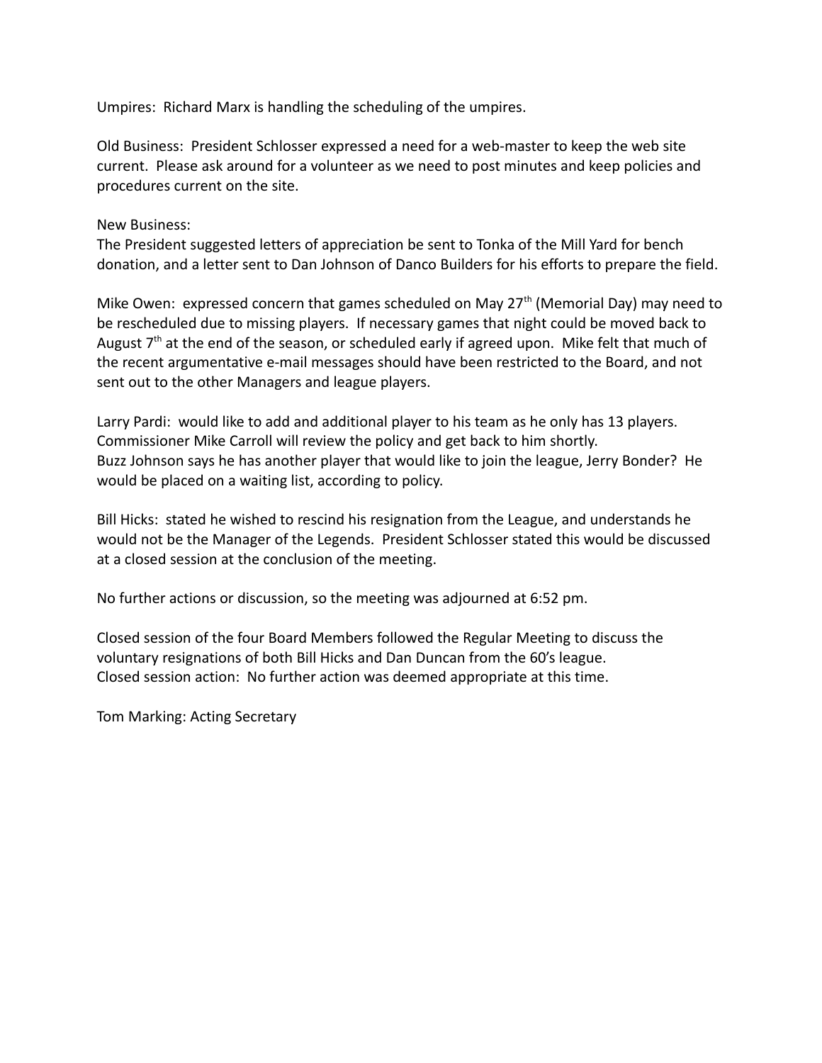Umpires: Richard Marx is handling the scheduling of the umpires.

Old Business: President Schlosser expressed a need for a web-master to keep the web site current. Please ask around for a volunteer as we need to post minutes and keep policies and procedures current on the site.

New Business:
The President suggested letters of appreciation be sent to Tonka of the Mill Yard for bench donation, and a letter sent to Dan Johnson of Danco Builders for his efforts to prepare the field.

Mike Owen: expressed concern that games scheduled on May 27th (Memorial Day) may need to be rescheduled due to missing players. If necessary games that night could be moved back to August 7th at the end of the season, or scheduled early if agreed upon. Mike felt that much of the recent argumentative e-mail messages should have been restricted to the Board, and not sent out to the other Managers and league players.

Larry Pardi: would like to add and additional player to his team as he only has 13 players. Commissioner Mike Carroll will review the policy and get back to him shortly.
Buzz Johnson says he has another player that would like to join the league, Jerry Bonder? He would be placed on a waiting list, according to policy.

Bill Hicks: stated he wished to rescind his resignation from the League, and understands he would not be the Manager of the Legends. President Schlosser stated this would be discussed at a closed session at the conclusion of the meeting.

No further actions or discussion, so the meeting was adjourned at 6:52 pm.

Closed session of the four Board Members followed the Regular Meeting to discuss the voluntary resignations of both Bill Hicks and Dan Duncan from the 60's league.
Closed session action: No further action was deemed appropriate at this time.

Tom Marking: Acting Secretary